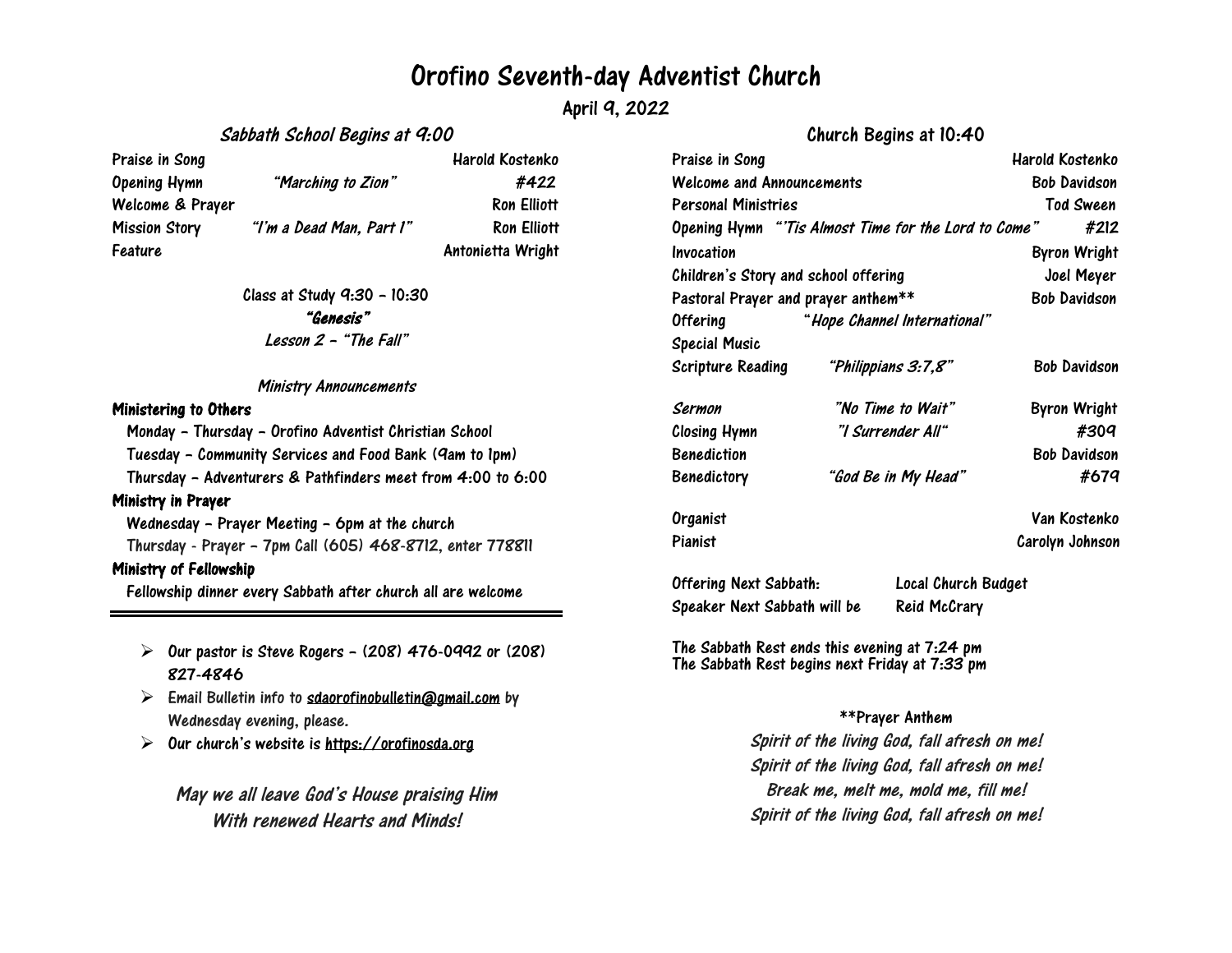# Orofino Seventh-day Adventist Church

April 9, 2022

## *Sabbath School Begins at 9:00*

| | | |
|---|---|---|
| Praise in Song | | Harold Kostenko |
| Opening Hymn | *"Marching to Zion"* | #422 |
| Welcome & Prayer | | Ron Elliott |
| Mission Story | *"I'm a Dead Man, Part 1"* | Ron Elliott |
| Feature | | Antonietta Wright |

Class at Study 9:30 – 10:30

***"Genesis"***

*Lesson 2 – "The Fall"*

*Ministry Announcements*

**Ministering to Others**

Monday – Thursday – Orofino Adventist Christian School

Tuesday – Community Services and Food Bank (9am to 1pm)

Thursday – Adventurers & Pathfinders meet from 4:00 to 6:00

**Ministry in Prayer**

Wednesday – Prayer Meeting – 6pm at the church

Thursday - Prayer – 7pm Call (605) 468-8712, enter 778811

**Ministry of Fellowship**

Fellowship dinner every Sabbath after church all are welcome

---

- Our pastor is Steve Rogers – (208) 476-0992 or (208) 827-4846
- Email Bulletin info to sdaorofinobulletin@gmail.com by Wednesday evening, please.
- Our church's website is https://orofinosda.org

*May we all leave God's House praising Him With renewed Hearts and Minds!*

## Church Begins at 10:40

| | | |
|---|---|---|
| Praise in Song | | Harold Kostenko |
| Welcome and Announcements | | Bob Davidson |
| Personal Ministries | | Tod Sween |
| Opening Hymn | *"'Tis Almost Time for the Lord to Come"* | #212 |
| Invocation | | Byron Wright |
| Children's Story and school offering | | Joel Meyer |
| Pastoral Prayer and prayer anthem** | | Bob Davidson |
| Offering | *"Hope Channel International"* | |
| Special Music | | |
| Scripture Reading | *"Philippians 3:7,8"* | Bob Davidson |
| *Sermon* | *"No Time to Wait"* | Byron Wright |
| Closing Hymn | *"I Surrender All"* | #309 |
| Benediction | | Bob Davidson |
| Benedictory | *"God Be in My Head"* | #679 |

| | |
|---|---|
| Organist | Van Kostenko |
| Pianist | Carolyn Johnson |

| | |
|---|---|
| Offering Next Sabbath: | Local Church Budget |
| Speaker Next Sabbath will be | Reid McCrary |

The Sabbath Rest ends this evening at 7:24 pm
The Sabbath Rest begins next Friday at 7:33 pm

**Prayer Anthem

*Spirit of the living God, fall afresh on me!*
*Spirit of the living God, fall afresh on me!*
*Break me, melt me, mold me, fill me!*
*Spirit of the living God, fall afresh on me!*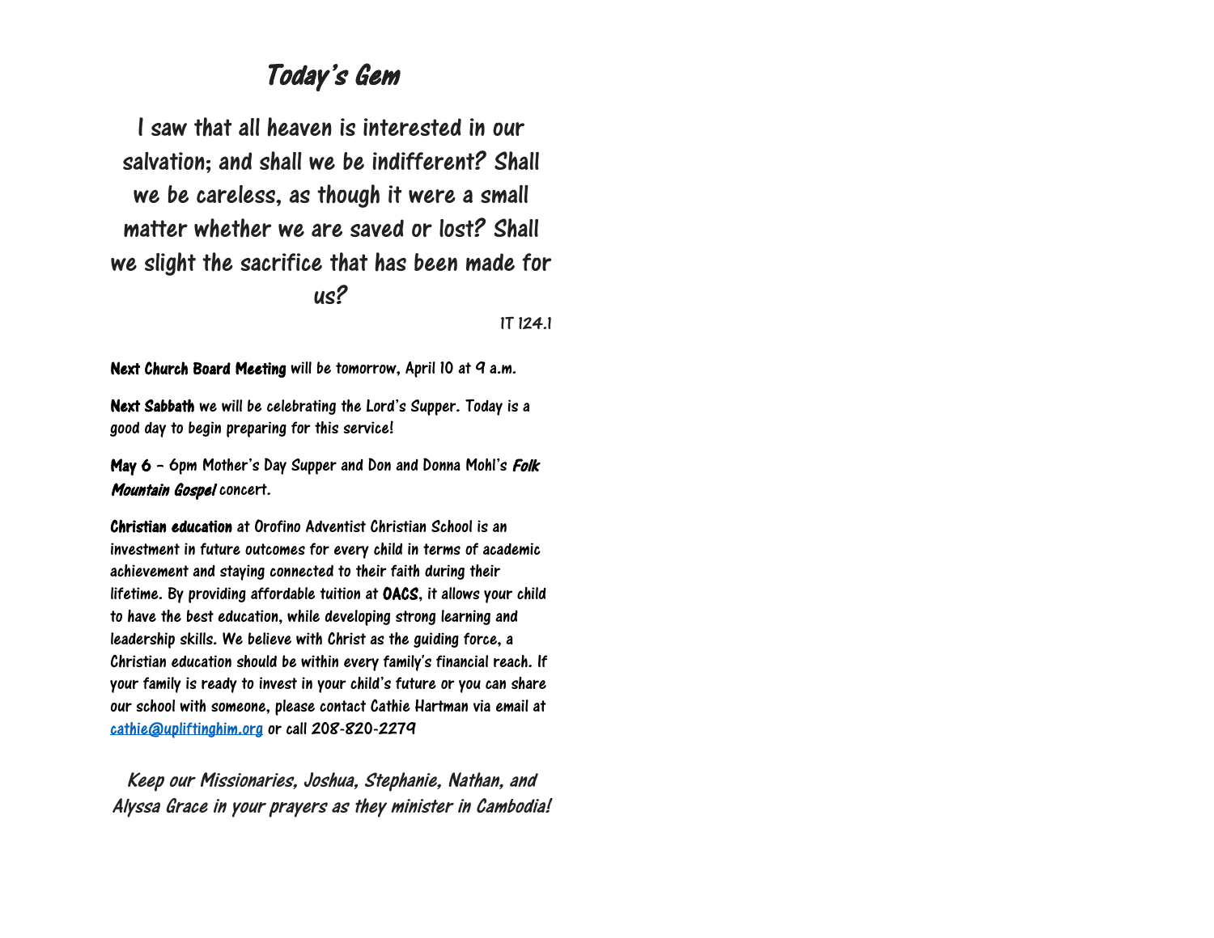# *Today's Gem*

**I saw that all heaven is interested in our salvation; and shall we be indifferent? Shall we be careless, as though it were a small matter whether we are saved or lost? Shall we slight the sacrifice that has been made for us?**

1T 124.1

**Next Church Board Meeting** will be tomorrow, April 10 at 9 a.m.

**Next Sabbath** we will be celebrating the Lord's Supper. Today is a good day to begin preparing for this service!

**May 6** – 6pm Mother's Day Supper and Don and Donna Mohl's ***Folk Mountain Gospel*** concert.

**Christian education** at Orofino Adventist Christian School is an investment in future outcomes for every child in terms of academic achievement and staying connected to their faith during their lifetime. By providing affordable tuition at **OACS**, it allows your child to have the best education, while developing strong learning and leadership skills. We believe with Christ as the guiding force, a Christian education should be within every family's financial reach. If your family is ready to invest in your child's future or you can share our school with someone, please contact Cathie Hartman via email at cathie@upliftinghim.org or call 208-820-2279

*Keep our Missionaries, Joshua, Stephanie, Nathan, and Alyssa Grace in your prayers as they minister in Cambodia!*